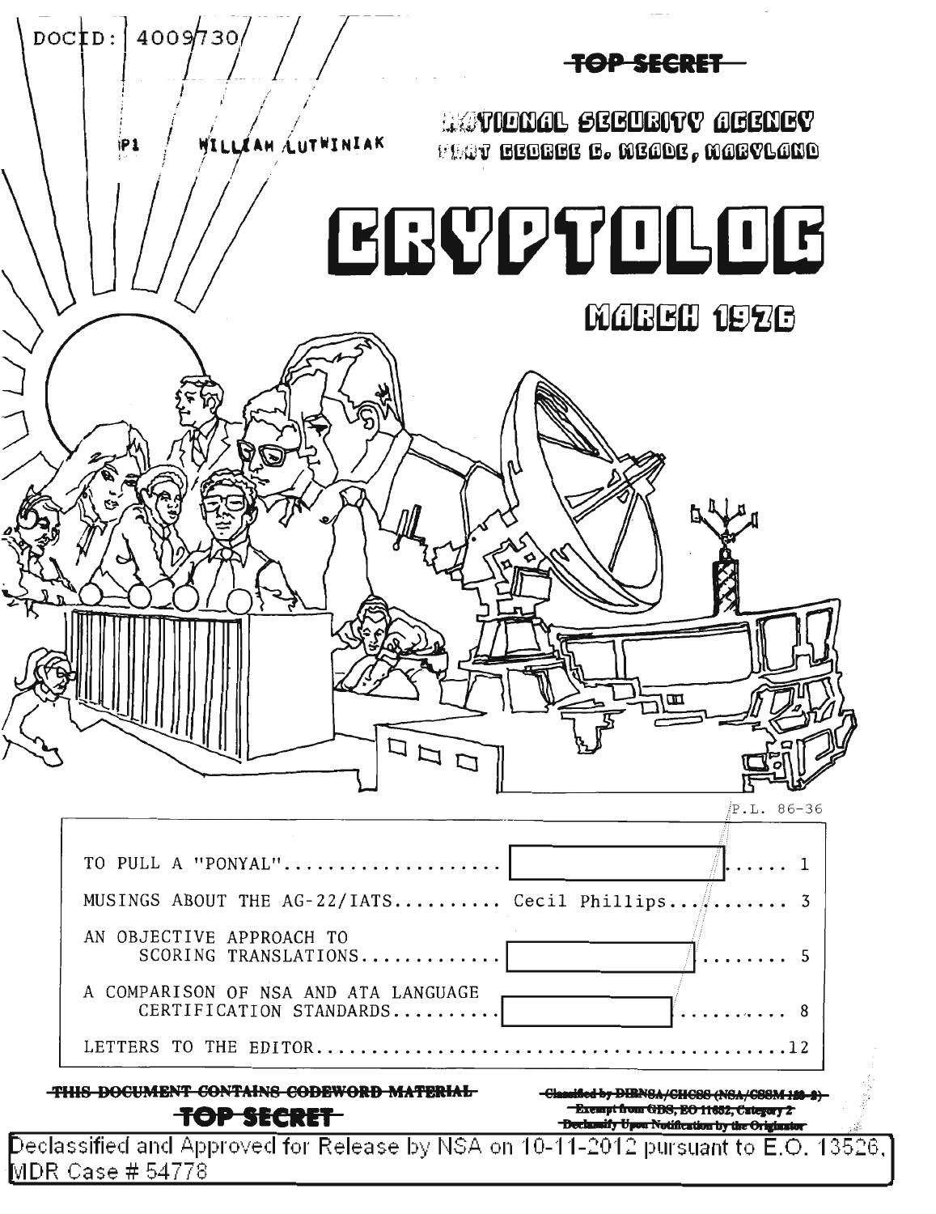DOCID: 4009730

TOP SECRET

P1 WILLIAM LUTWINIAK

NATIONAL SECURITY AGENCY
FORT GEORGE G. MEADE, MARYLAND

# CRYPTOLOG

## MARCH 1976

P.L. 86-36

| | | |
|---|---|---|
| TO PULL A "PONYAL" | [redacted] | 1 |
| MUSINGS ABOUT THE AG-22/IATS | Cecil Phillips | 3 |
| AN OBJECTIVE APPROACH TO SCORING TRANSLATIONS | [redacted] | 5 |
| A COMPARISON OF NSA AND ATA LANGUAGE CERTIFICATION STANDARDS | [redacted] | 8 |
| LETTERS TO THE EDITOR | | 12 |

~~THIS DOCUMENT CONTAINS CODEWORD MATERIAL~~

~~TOP SECRET~~

~~Classified by DIRNSA/CHCSS (NSA/CSSM 123-2)~~
~~Exempt from GDS, EO 11652, Category 2~~
~~Declassify Upon Notification by the Originator~~

Declassified and Approved for Release by NSA on 10-11-2012 pursuant to E.O. 13526, MDR Case # 54778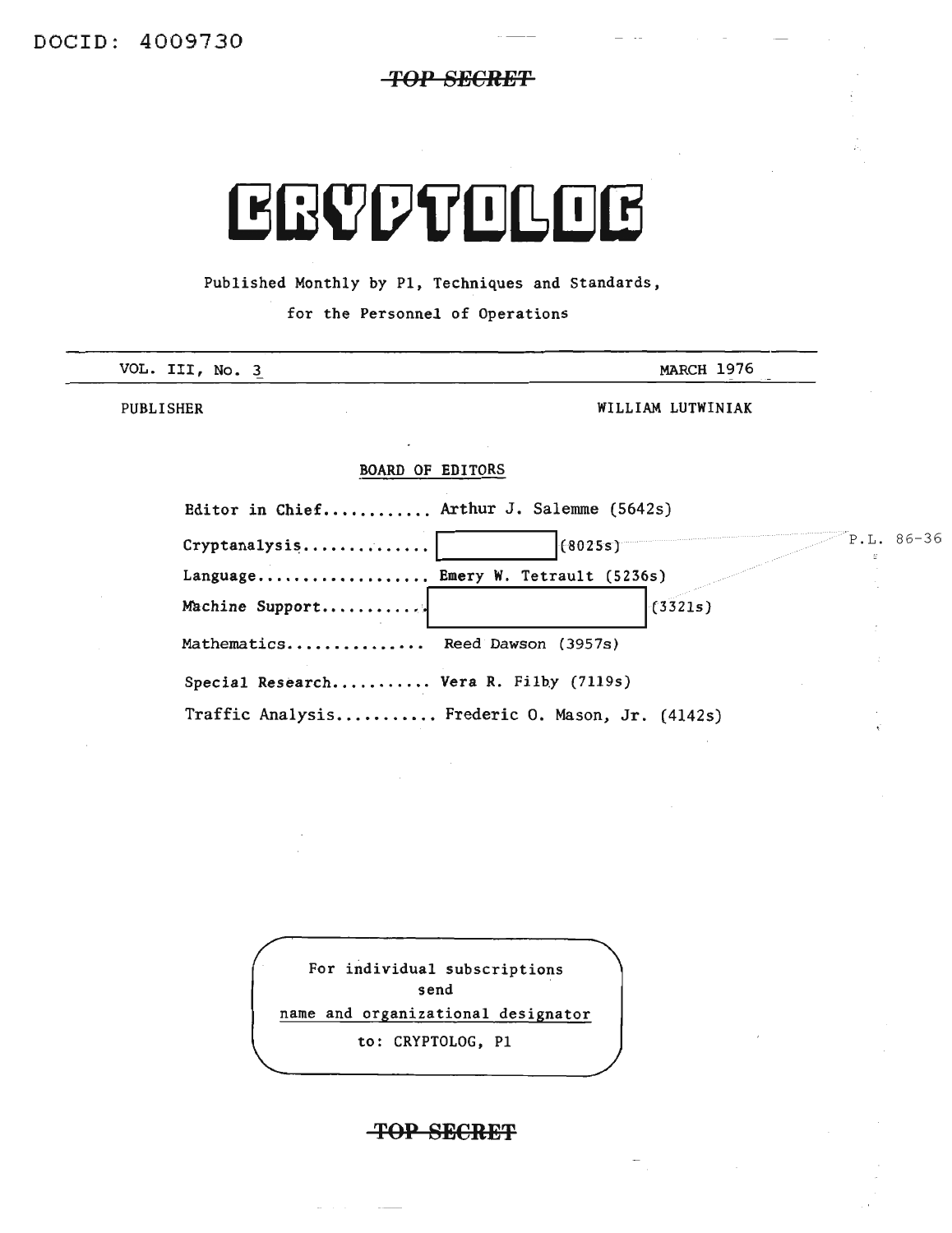DOCID: 4009730

~~TOP SECRET~~

# CRYPTOLOG

Published Monthly by P1, Techniques and Standards,

for the Personnel of Operations

VOL. III, No. 3 — MARCH 1976

PUBLISHER — WILLIAM LUTWINIAK

**BOARD OF EDITORS**

Editor in Chief............ Arthur J. Salemme (5642s)

Cryptanalysis.............. [REDACTED] (8025s)

Language.................. Emery W. Tetrault (5236s)

Machine Support........... [REDACTED] (3321s)

Mathematics............... Reed Dawson (3957s)

Special Research.......... Vera R. Filby (7119s)

Traffic Analysis.......... Frederic O. Mason, Jr. (4142s)

P.L. 86-36

For individual subscriptions
send
name and organizational designator
to: CRYPTOLOG, P1

~~TOP SECRET~~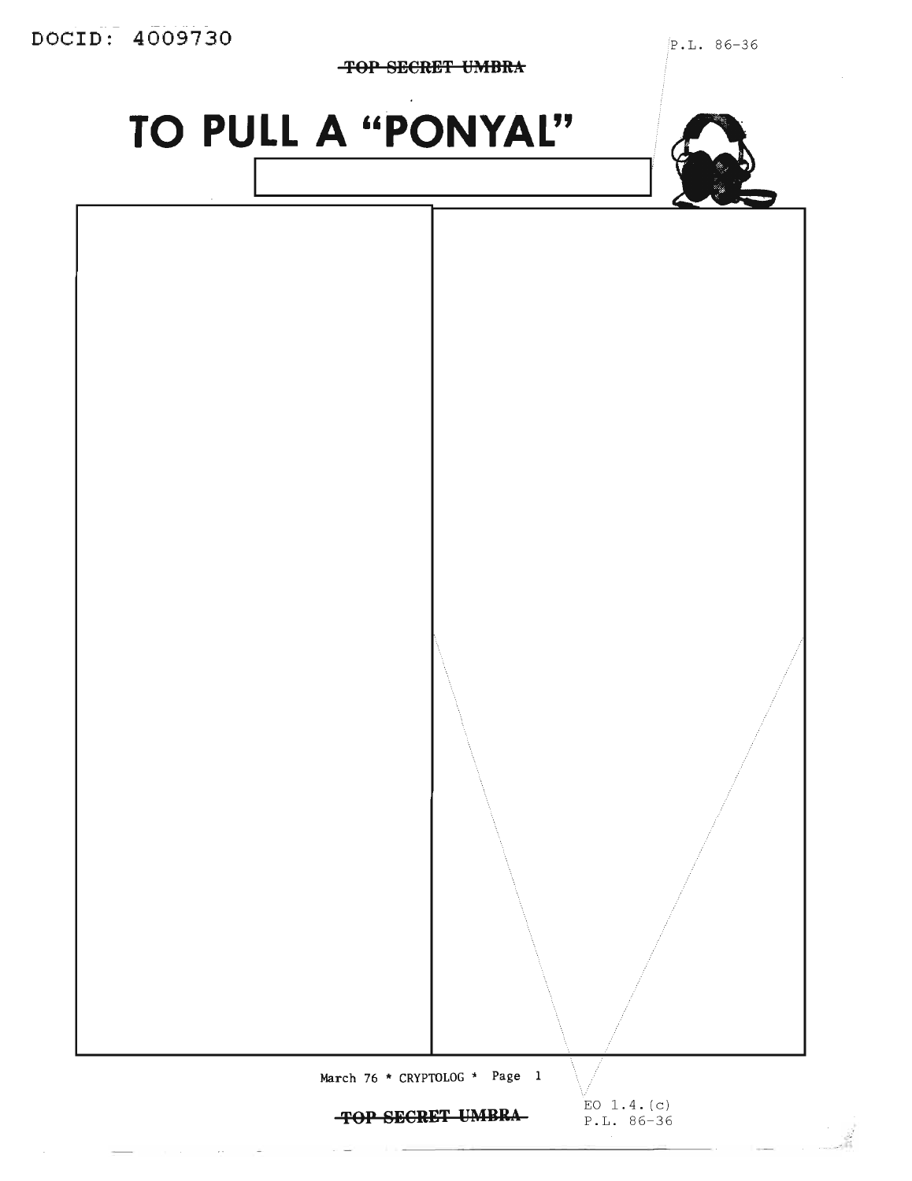# TO PULL A "PONYAL"

EO 1.4.(c)
P.L. 86-36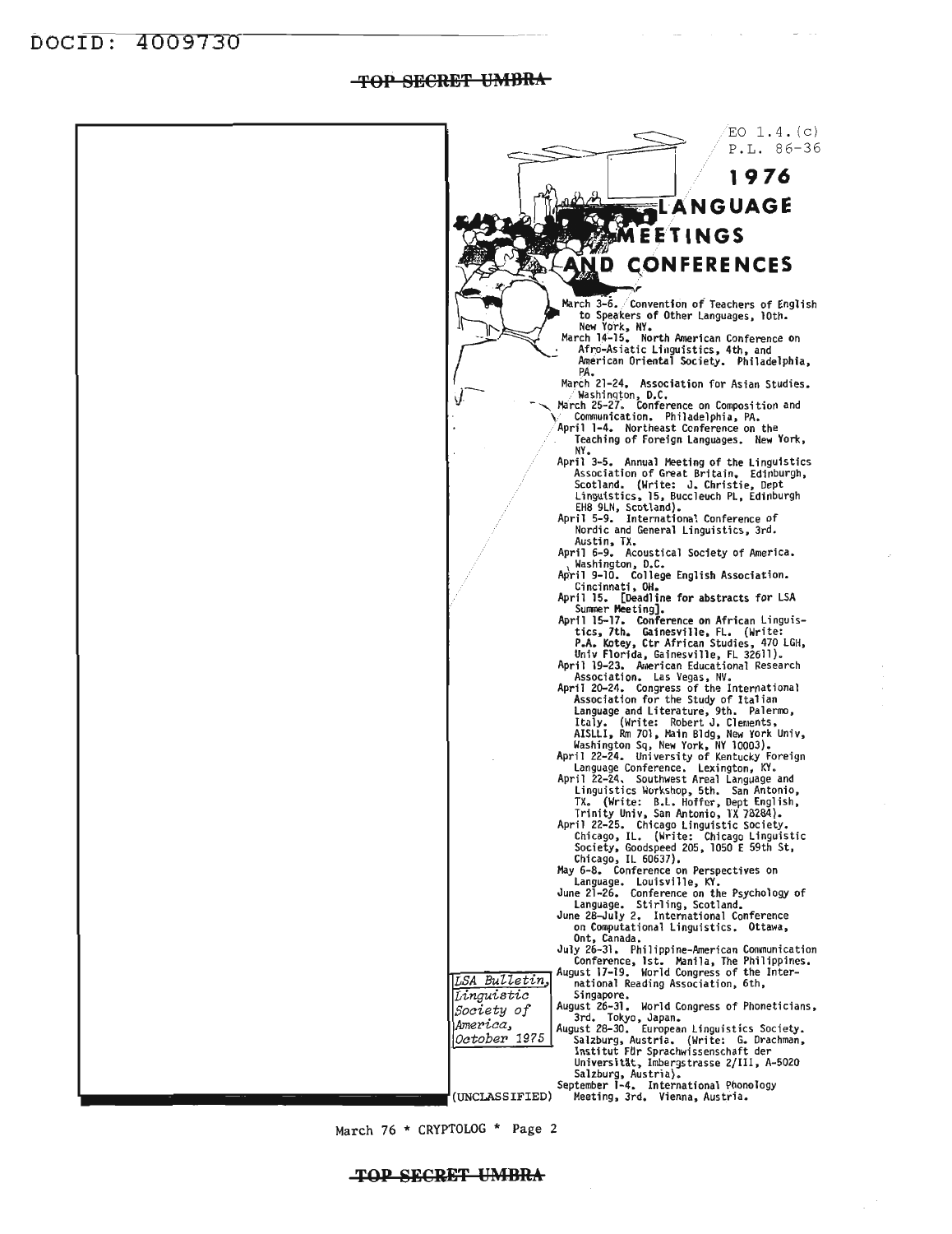DOCID: 4009730

EO 1.4.(c)
P.L. 86-36

# 1976 LANGUAGE MEETINGS AND CONFERENCES

March 3-6. Convention of Teachers of English to Speakers of Other Languages, 10th. New York, NY.

March 14-15. North American Conference on Afro-Asiatic Linguistics, 4th, and American Oriental Society. Philadelphia, PA.

March 21-24. Association for Asian Studies. Washington, D.C.

March 25-27. Conference on Composition and Communication. Philadelphia, PA.

April 1-4. Northeast Conference on the Teaching of Foreign Languages. New York, NY.

April 3-5. Annual Meeting of the Linguistics Association of Great Britain. Edinburgh, Scotland. (Write: J. Christie, Dept Linguistics, 15, Buccleuch PL, Edinburgh EH8 9LN, Scotland).

April 5-9. International Conference of Nordic and General Linguistics, 3rd. Austin, TX.

April 6-9. Acoustical Society of America. Washington, D.C.

April 9-10. College English Association. Cincinnati, OH.

April 15. [Deadline for abstracts for LSA Summer Meeting].

April 15-17. Conference on African Linguistics, 7th. Gainesville, FL. (Write: P.A. Kotey, Ctr African Studies, 470 LGH, Univ Florida, Gainesville, FL 32611).

April 19-23. American Educational Research Association. Las Vegas, NV.

April 20-24. Congress of the International Association for the Study of Italian Language and Literature, 9th. Palermo, Italy. (Write: Robert J. Clements, AISLLI, Rm 701, Main Bldg, New York Univ, Washington Sq, New York, NY 10003).

April 22-24. University of Kentucky Foreign Language Conference. Lexington, KY.

April 22-24. Southwest Areal Language and Linguistics Workshop, 5th. San Antonio, TX. (Write: B.L. Hoffer, Dept English, Trinity Univ, San Antonio, TX 78284).

April 22-25. Chicago Linguistic Society. Chicago, IL. (Write: Chicago Linguistic Society, Goodspeed 205, 1050 E 59th St, Chicago, IL 60637).

May 6-8. Conference on Perspectives on Language. Louisville, KY.

June 21-26. Conference on the Psychology of Language. Stirling, Scotland.

June 28-July 2. International Conference on Computational Linguistics. Ottawa, Ont, Canada.

July 26-31. Philippine-American Communication Conference, 1st. Manila, The Philippines.

August 17-19. World Congress of the International Reading Association, 6th, Singapore.

August 26-31. World Congress of Phoneticians, 3rd. Tokyo, Japan.

August 28-30. European Linguistics Society. Salzburg, Austria. (Write: G. Drachman, Institut Für Sprachwissenschaft der Universität, Imbergstrasse 2/III, A-5020 Salzburg, Austria).

September 1-4. International Phonology Meeting, 3rd. Vienna, Austria.

*LSA Bulletin, Linguistic Society of America, October 1975*

(UNCLASSIFIED)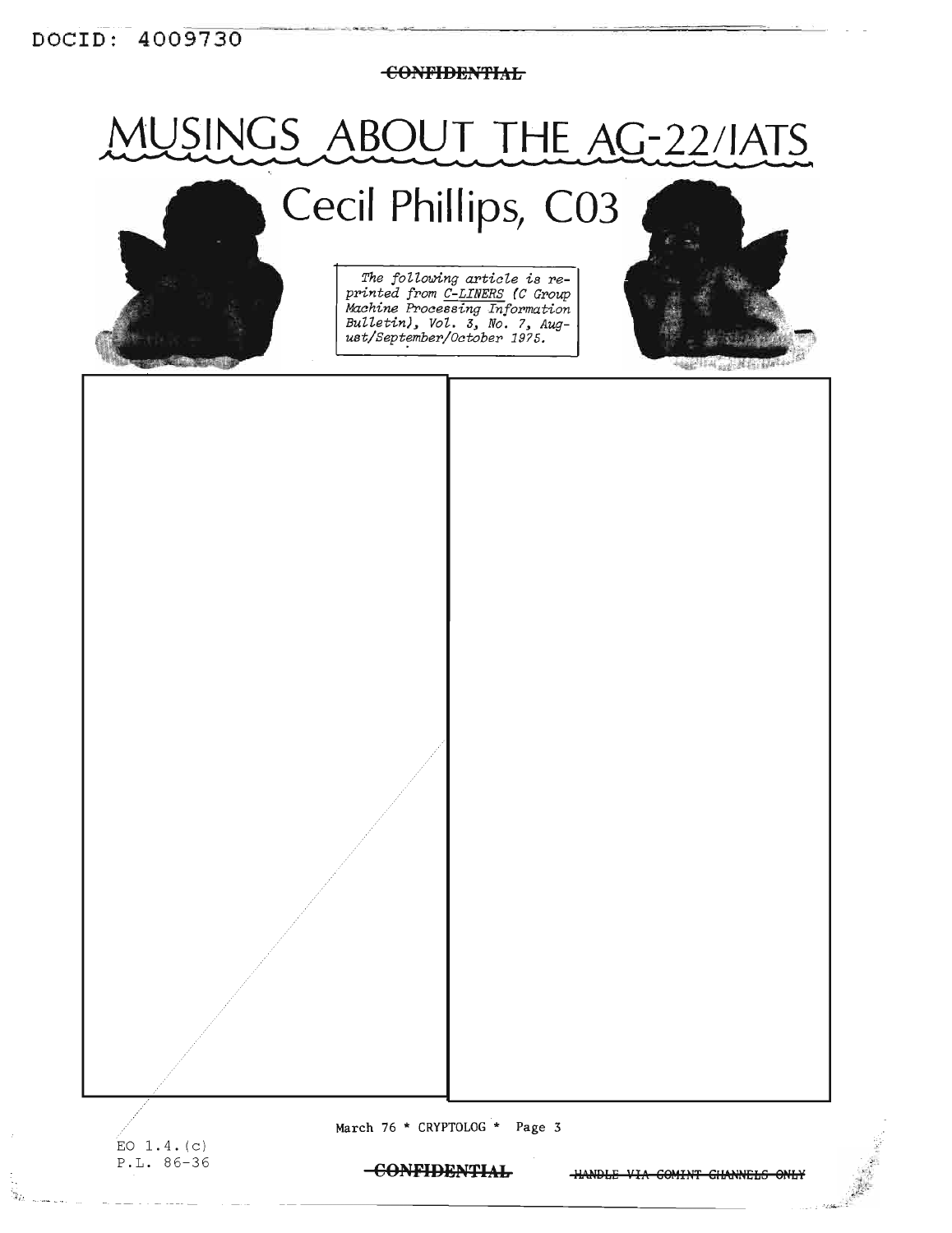DOCID: 4009730

~~CONFIDENTIAL~~

# MUSINGS ABOUT THE AG-22/IATS

## Cecil Phillips, C03

*The following article is reprinted from C-LINERS (C Group Machine Processing Information Bulletin), Vol. 3, No. 7, August/September/October 1975.*

EO 1.4.(c)
P.L. 86-36

~~CONFIDENTIAL~~ ~~HANDLE VIA COMINT CHANNELS ONLY~~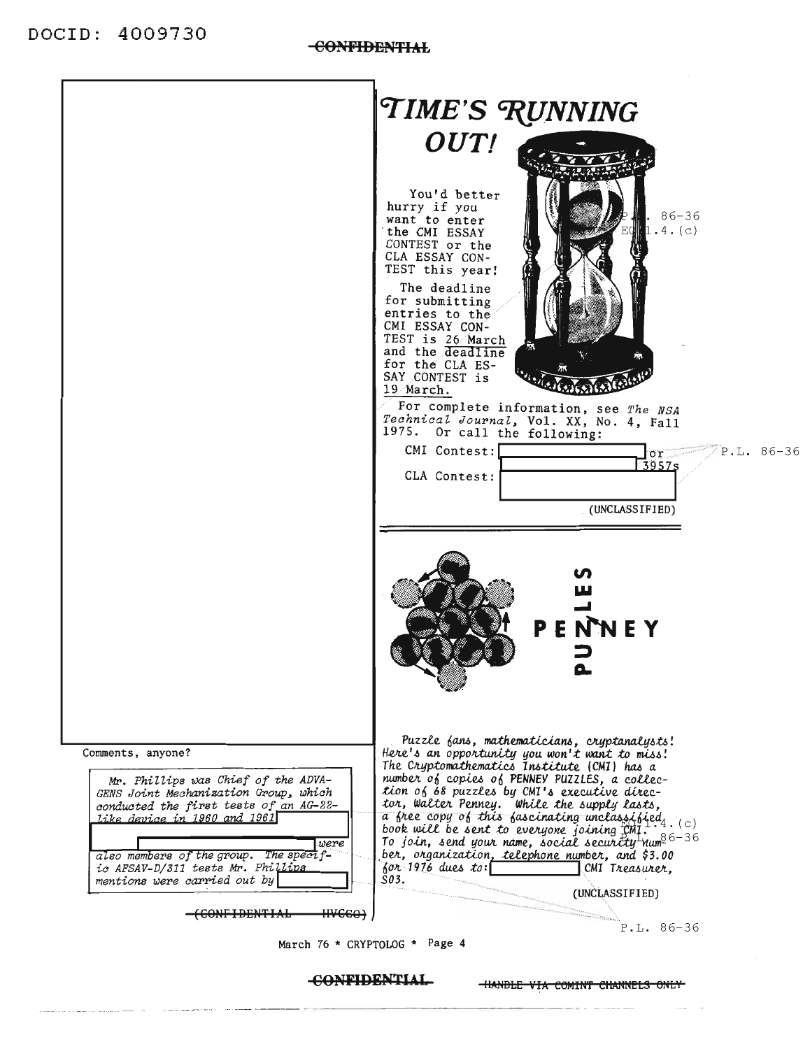CONFIDENTIAL

Comments, anyone?

*Mr. Phillips was Chief of the ADVA-GENS Joint Mechanization Group, which conducted the first tests of an AG-22-like device in 1960 and 1961* [redacted] *were also members of the group. The specific AFSAV-D/311 tests Mr. Phillips mentions were carried out by* [redacted]

(CONFIDENTIAL HVCCO)

# TIME'S RUNNING OUT!

You'd better hurry if you want to enter the CMI ESSAY CONTEST or the CLA ESSAY CONTEST this year!

The deadline for submitting entries to the CMI ESSAY CONTEST is 26 March and the deadline for the CLA ESSAY CONTEST is 19 March.

For complete information, see *The NSA Technical Journal*, Vol. XX, No. 4, Fall 1975. Or call the following:

CMI Contest: [redacted] or [redacted] 3957s

CLA Contest: [redacted]

(UNCLASSIFIED)

P.L. 86-36
EO 1.4.(c)

# PENNEY PUZZLES

*Puzzle fans, mathematicians, cryptanalysts! Here's an opportunity you won't want to miss! The Cryptomathematics Institute (CMI) has a number of copies of* PENNEY PUZZLES*, a collection of 68 puzzles by CMI's executive director, Walter Penney. While the supply lasts, a free copy of this fascinating unclassified book will be sent to everyone joining CMI. To join, send your name, social security number, organization, telephone number, and $3.00 for 1976 dues to:* [redacted] *CMI Treasurer, S03.*

(UNCLASSIFIED)

P.L. 86-36

March 76 * CRYPTOLOG * Page 4

CONFIDENTIAL

HANDLE VIA COMINT CHANNELS ONLY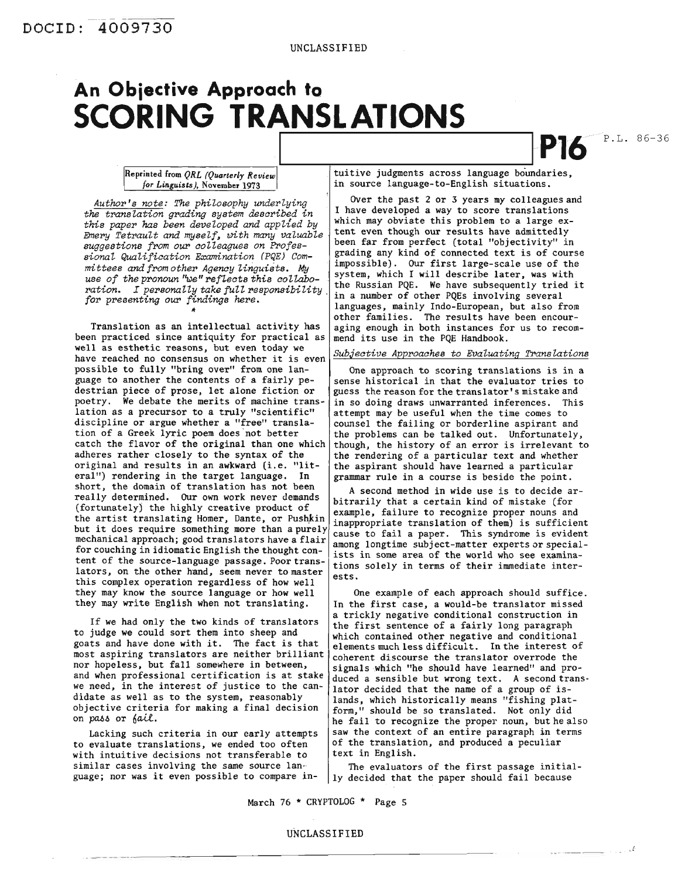# An Objective Approach to SCORING TRANSLATIONS

P16

P.L. 86-36

Reprinted from *QRL (Quarterly Review for Linguists)*, November 1973

*Author's note: The philosophy underlying the translation grading system described in this paper has been developed and applied by Emery Tetrault and myself, with many valuable suggestions from our colleagues on Professional Qualification Examination (PQE) Committees and from other Agency linguists. My use of the pronoun "we" reflects this collaboration. I personally take full responsibility for presenting our findings here.*

\*

Translation as an intellectual activity has been practiced since antiquity for practical as well as esthetic reasons, but even today we have reached no consensus on whether it is even possible to fully "bring over" from one language to another the contents of a fairly pedestrian piece of prose, let alone fiction or poetry. We debate the merits of machine translation as a precursor to a truly "scientific" discipline or argue whether a "free" translation of a Greek lyric poem does not better catch the flavor of the original than one which adheres rather closely to the syntax of the original and results in an awkward (i.e. "literal") rendering in the target language. In short, the domain of translation has not been really determined. Our own work never demands (fortunately) the highly creative product of the artist translating Homer, Dante, or Pushkin but it does require something more than a purely mechanical approach; good translators have a flair for couching in idiomatic English the thought content of the source-language passage. Poor translators, on the other hand, seem never to master this complex operation regardless of how well they may know the source language or how well they may write English when not translating.

If we had only the two kinds of translators to judge we could sort them into sheep and goats and have done with it. The fact is that most aspiring translators are neither brilliant nor hopeless, but fall somewhere in between, and when professional certification is at stake we need, in the interest of justice to the candidate as well as to the system, reasonably objective criteria for making a final decision on *pass* or *fail*.

Lacking such criteria in our early attempts to evaluate translations, we ended too often with intuitive decisions not transferable to similar cases involving the same source language; nor was it even possible to compare intuitive judgments across language boundaries, in source language-to-English situations.

Over the past 2 or 3 years my colleagues and I have developed a way to score translations which may obviate this problem to a large extent even though our results have admittedly been far from perfect (total "objectivity" in grading any kind of connected text is of course impossible). Our first large-scale use of the system, which I will describe later, was with the Russian PQE. We have subsequently tried it in a number of other PQEs involving several languages, mainly Indo-European, but also from other families. The results have been encouraging enough in both instances for us to recommend its use in the PQE Handbook.

*Subjective Approaches to Evaluating Translations*

One approach to scoring translations is in a sense historical in that the evaluator tries to guess the reason for the translator's mistake and in so doing draws unwarranted inferences. This attempt may be useful when the time comes to counsel the failing or borderline aspirant and the problems can be talked out. Unfortunately, though, the history of an error is irrelevant to the rendering of a particular text and whether the aspirant should have learned a particular grammar rule in a course is beside the point.

A second method in wide use is to decide arbitrarily that a certain kind of mistake (for example, failure to recognize proper nouns and inappropriate translation of them) is sufficient cause to fail a paper. This syndrome is evident among longtime subject-matter experts or specialists in some area of the world who see examinations solely in terms of their immediate interests.

One example of each approach should suffice. In the first case, a would-be translator missed a trickly negative conditional construction in the first sentence of a fairly long paragraph which contained other negative and conditional elements much less difficult. In the interest of coherent discourse the translator overrode the signals which "he should have learned" and produced a sensible but wrong text. A second translator decided that the name of a group of islands, which historically means "fishing platform," should be so translated. Not only did he fail to recognize the proper noun, but he also saw the context of an entire paragraph in terms of the translation, and produced a peculiar text in English.

The evaluators of the first passage initially decided that the paper should fail because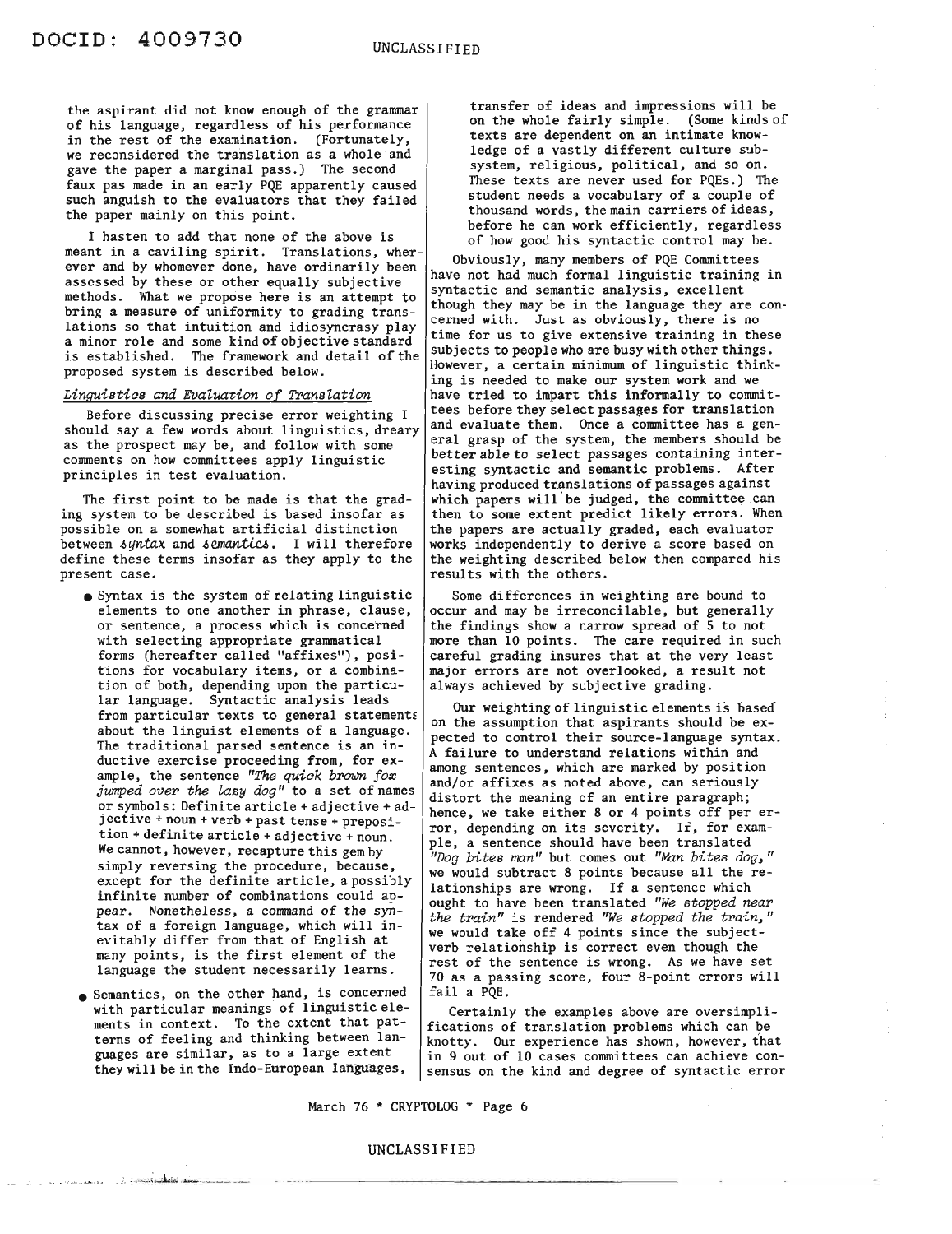the aspirant did not know enough of the grammar of his language, regardless of his performance in the rest of the examination. (Fortunately, we reconsidered the translation as a whole and gave the paper a marginal pass.) The second faux pas made in an early PQE apparently caused such anguish to the evaluators that they failed the paper mainly on this point.

I hasten to add that none of the above is meant in a caviling spirit. Translations, wherever and by whomever done, have ordinarily been assessed by these or other equally subjective methods. What we propose here is an attempt to bring a measure of uniformity to grading translations so that intuition and idiosyncrasy play a minor role and some kind of objective standard is established. The framework and detail of the proposed system is described below.

### *Linguistics and Evaluation of Translation*

Before discussing precise error weighting I should say a few words about linguistics, dreary as the prospect may be, and follow with some comments on how committees apply linguistic principles in test evaluation.

The first point to be made is that the grading system to be described is based insofar as possible on a somewhat artificial distinction between *syntax* and *semantics*. I will therefore define these terms insofar as they apply to the present case.

- Syntax is the system of relating linguistic elements to one another in phrase, clause, or sentence, a process which is concerned with selecting appropriate grammatical forms (hereafter called "affixes"), positions for vocabulary items, or a combination of both, depending upon the particular language. Syntactic analysis leads from particular texts to general statements about the linguist elements of a language. The traditional parsed sentence is an inductive exercise proceeding from, for example, the sentence *"The quick brown fox jumped over the lazy dog"* to a set of names or symbols: Definite article + adjective + adjective + noun + verb + past tense + preposition + definite article + adjective + noun. We cannot, however, recapture this gem by simply reversing the procedure, because, except for the definite article, a possibly infinite number of combinations could appear. Nonetheless, a command of the syntax of a foreign language, which will inevitably differ from that of English at many points, is the first element of the language the student necessarily learns.
- Semantics, on the other hand, is concerned with particular meanings of linguistic elements in context. To the extent that patterns of feeling and thinking between languages are similar, as to a large extent they will be in the Indo-European languages, transfer of ideas and impressions will be on the whole fairly simple. (Some kinds of texts are dependent on an intimate knowledge of a vastly different culture subsystem, religious, political, and so on. These texts are never used for PQEs.) The student needs a vocabulary of a couple of thousand words, the main carriers of ideas, before he can work efficiently, regardless of how good his syntactic control may be.

Obviously, many members of PQE Committees have not had much formal linguistic training in syntactic and semantic analysis, excellent though they may be in the language they are concerned with. Just as obviously, there is no time for us to give extensive training in these subjects to people who are busy with other things. However, a certain minimum of linguistic thinking is needed to make our system work and we have tried to impart this informally to committees before they select passages for translation and evaluate them. Once a committee has a general grasp of the system, the members should be better able to select passages containing interesting syntactic and semantic problems. After having produced translations of passages against which papers will be judged, the committee can then to some extent predict likely errors. When the papers are actually graded, each evaluator works independently to derive a score based on the weighting described below then compared his results with the others.

Some differences in weighting are bound to occur and may be irreconcilable, but generally the findings show a narrow spread of 5 to not more than 10 points. The care required in such careful grading insures that at the very least major errors are not overlooked, a result not always achieved by subjective grading.

Our weighting of linguistic elements is based on the assumption that aspirants should be expected to control their source-language syntax. A failure to understand relations within and among sentences, which are marked by position and/or affixes as noted above, can seriously distort the meaning of an entire paragraph; hence, we take either 8 or 4 points off per error, depending on its severity. If, for example, a sentence should have been translated *"Dog bites man"* but comes out *"Man bites dog,"* we would subtract 8 points because all the relationships are wrong. If a sentence which ought to have been translated *"We stopped near the train"* is rendered *"We stopped the train,"* we would take off 4 points since the subject-verb relationship is correct even though the rest of the sentence is wrong. As we have set 70 as a passing score, four 8-point errors will fail a PQE.

Certainly the examples above are oversimplifications of translation problems which can be knotty. Our experience has shown, however, that in 9 out of 10 cases committees can achieve consensus on the kind and degree of syntactic error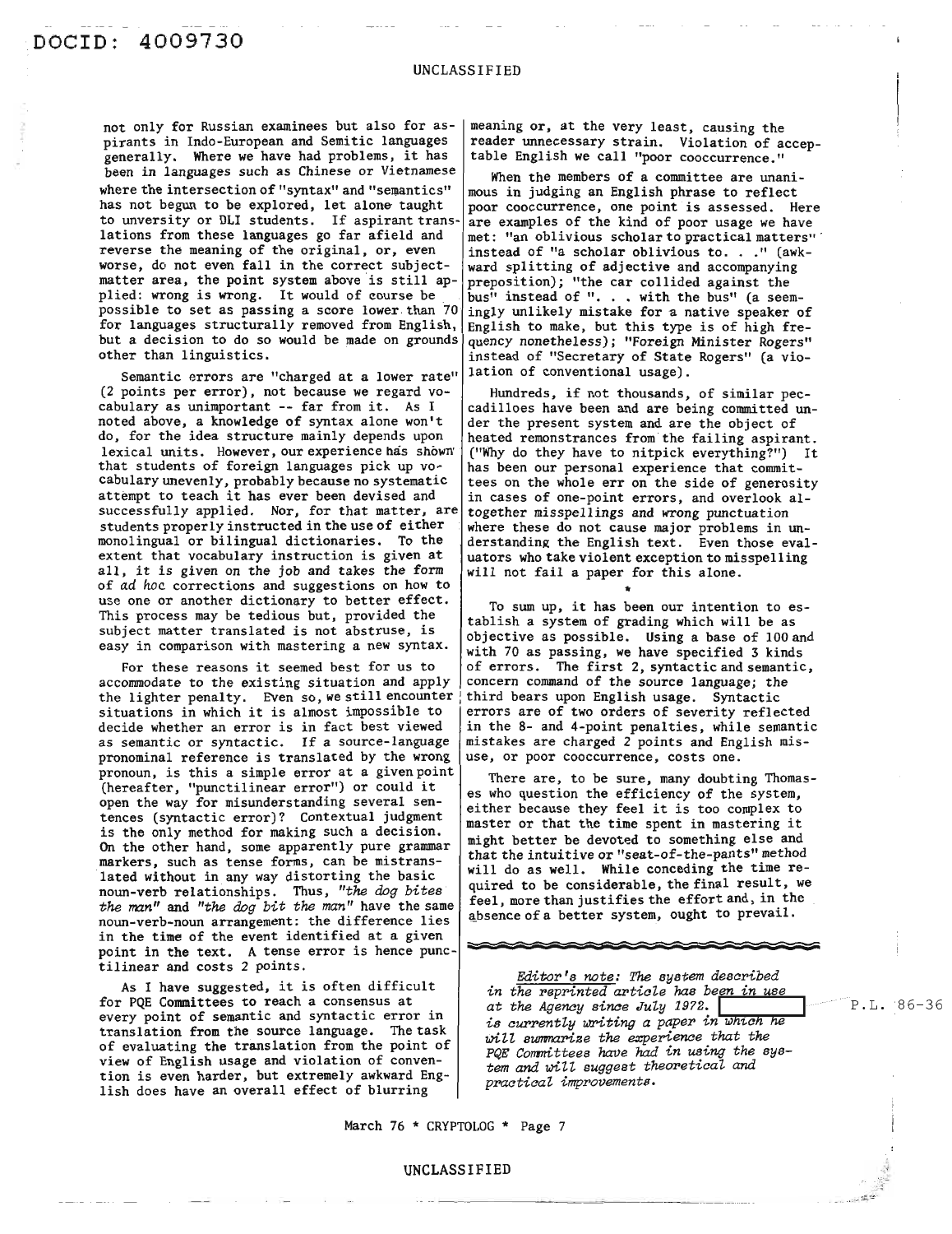not only for Russian examinees but also for aspirants in Indo-European and Semitic languages generally. Where we have had problems, it has been in languages such as Chinese or Vietnamese where the intersection of "syntax" and "semantics" has not begun to be explored, let alone taught to unversity or DLI students. If aspirant translations from these languages go far afield and reverse the meaning of the original, or, even worse, do not even fall in the correct subject-matter area, the point system above is still applied: wrong is wrong. It would of course be possible to set as passing a score lower than 70 for languages structurally removed from English, but a decision to do so would be made on grounds other than linguistics.

Semantic errors are "charged at a lower rate" (2 points per error), not because we regard vocabulary as unimportant -- far from it. As I noted above, a knowledge of syntax alone won't do, for the idea structure mainly depends upon lexical units. However, our experience has shown that students of foreign languages pick up vocabulary unevenly, probably because no systematic attempt to teach it has ever been devised and successfully applied. Nor, for that matter, are students properly instructed in the use of either monolingual or bilingual dictionaries. To the extent that vocabulary instruction is given at all, it is given on the job and takes the form of *ad hoc* corrections and suggestions on how to use one or another dictionary to better effect. This process may be tedious but, provided the subject matter translated is not abstruse, is easy in comparison with mastering a new syntax.

For these reasons it seemed best for us to accommodate to the existing situation and apply the lighter penalty. Even so, we still encounter situations in which it is almost impossible to decide whether an error is in fact best viewed as semantic or syntactic. If a source-language pronominal reference is translated by the wrong pronoun, is this a simple error at a given point (hereafter, "punctilinear error") or could it open the way for misunderstanding several sentences (syntactic error)? Contextual judgment is the only method for making such a decision. On the other hand, some apparently pure grammar markers, such as tense forms, can be mistranslated without in any way distorting the basic noun-verb relationships. Thus, *"the dog bites the man"* and *"the dog bit the man"* have the same noun-verb-noun arrangement: the difference lies in the time of the event identified at a given point in the text. A tense error is hence punctilinear and costs 2 points.

As I have suggested, it is often difficult for PQE Committees to reach a consensus at every point of semantic and syntactic error in translation from the source language. The task of evaluating the translation from the point of view of English usage and violation of convention is even harder, but extremely awkward English does have an overall effect of blurring meaning or, at the very least, causing the reader unnecessary strain. Violation of acceptable English we call "poor cooccurrence."

When the members of a committee are unanimous in judging an English phrase to reflect poor cooccurrence, one point is assessed. Here are examples of the kind of poor usage we have met: "an oblivious scholar to practical matters" instead of "a scholar oblivious to. . ." (awkward splitting of adjective and accompanying preposition); "the car collided against the bus" instead of ". . . with the bus" (a seemingly unlikely mistake for a native speaker of English to make, but this type is of high frequency nonetheless); "Foreign Minister Rogers" instead of "Secretary of State Rogers" (a violation of conventional usage).

Hundreds, if not thousands, of similar peccadilloes have been and are being committed under the present system and are the object of heated remonstrances from the failing aspirant. ("Why do they have to nitpick everything?") It has been our personal experience that committees on the whole err on the side of generosity in cases of one-point errors, and overlook altogether misspellings and wrong punctuation where these do not cause major problems in understanding the English text. Even those evaluators who take violent exception to misspelling will not fail a paper for this alone.

*

To sum up, it has been our intention to establish a system of grading which will be as objective as possible. Using a base of 100 and with 70 as passing, we have specified 3 kinds of errors. The first 2, syntactic and semantic, concern command of the source language; the third bears upon English usage. Syntactic errors are of two orders of severity reflected in the 8- and 4-point penalties, while semantic mistakes are charged 2 points and English misuse, or poor cooccurrence, costs one.

There are, to be sure, many doubting Thomases who question the efficiency of the system, either because they feel it is too complex to master or that the time spent in mastering it might better be devoted to something else and that the intuitive or "seat-of-the-pants" method will do as well. While conceding the time required to be considerable, the final result, we feel, more than justifies the effort and, in the absence of a better system, ought to prevail.

---

*Editor's note: The system described in the reprinted article has been in use at the Agency since July 1972.* [redacted] *is currently writing a paper in which he will summarize the experience that the PQE Committees have had in using the system and will suggest theoretical and practical improvements.*

P.L. 86-36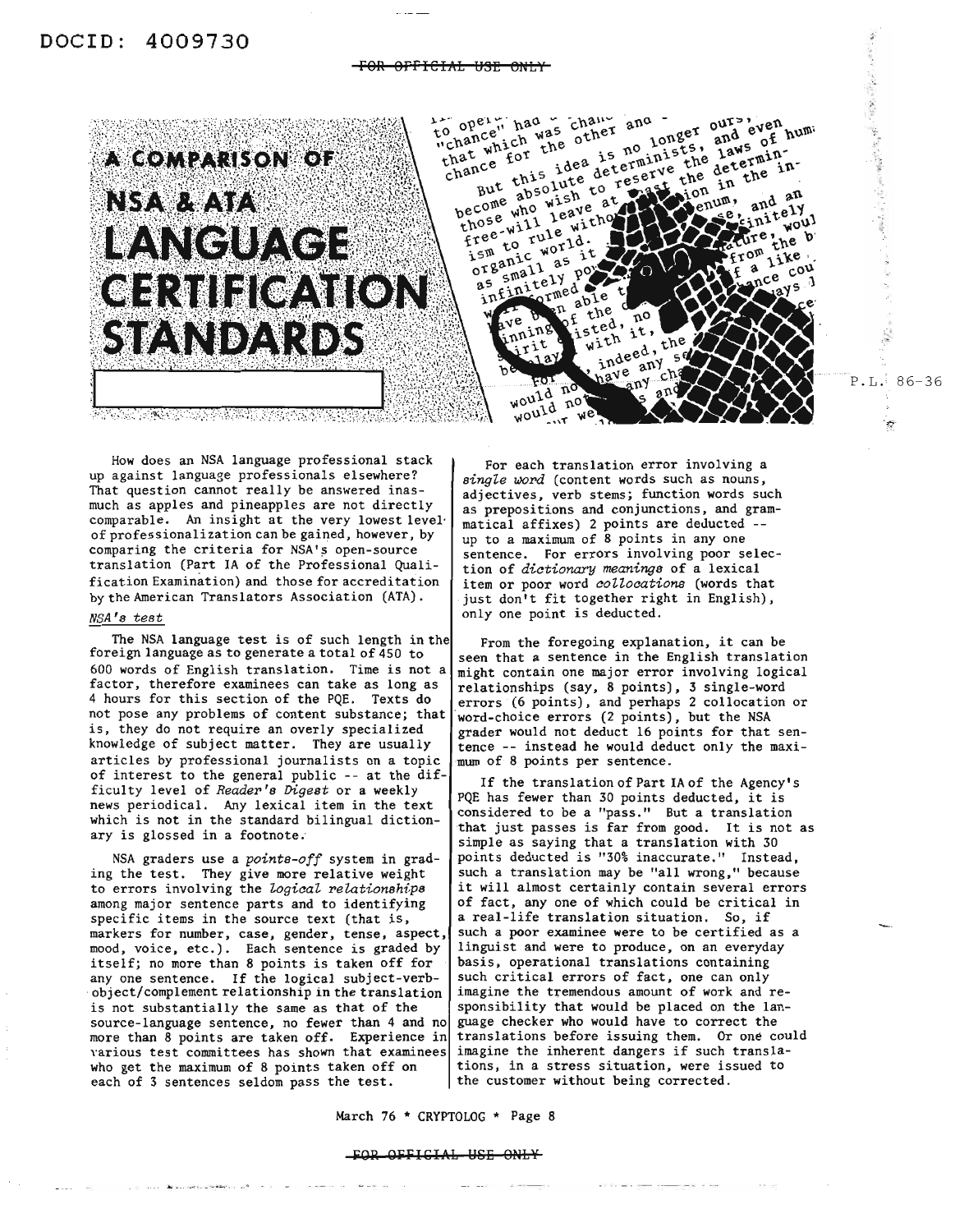# A COMPARISON OF NSA & ATA LANGUAGE CERTIFICATION STANDARDS

P.L. 86-36

How does an NSA language professional stack up against language professionals elsewhere? That question cannot really be answered inasmuch as apples and pineapples are not directly comparable. An insight at the very lowest level of professionalization can be gained, however, by comparing the criteria for NSA's open-source translation (Part IA of the Professional Qualification Examination) and those for accreditation by the American Translators Association (ATA).

*NSA's test*

The NSA language test is of such length in the foreign language as to generate a total of 450 to 600 words of English translation. Time is not a factor, therefore examinees can take as long as 4 hours for this section of the PQE. Texts do not pose any problems of content substance; that is, they do not require an overly specialized knowledge of subject matter. They are usually articles by professional journalists on a topic of interest to the general public -- at the difficulty level of *Reader's Digest* or a weekly news periodical. Any lexical item in the text which is not in the standard bilingual dictionary is glossed in a footnote.

NSA graders use a *points-off* system in grading the test. They give more relative weight to errors involving the *logical relationships* among major sentence parts and to identifying specific items in the source text (that is, markers for number, case, gender, tense, aspect, mood, voice, etc.). Each sentence is graded by itself; no more than 8 points is taken off for any one sentence. If the logical subject-verb-object/complement relationship in the translation is not substantially the same as that of the source-language sentence, no fewer than 4 and no more than 8 points are taken off. Experience in various test committees has shown that examinees who get the maximum of 8 points taken off on each of 3 sentences seldom pass the test.

For each translation error involving a *single word* (content words such as nouns, adjectives, verb stems; function words such as prepositions and conjunctions, and grammatical affixes) 2 points are deducted -- up to a maximum of 8 points in any one sentence. For errors involving poor selection of *dictionary meanings* of a lexical item or poor word *collocations* (words that just don't fit together right in English), only one point is deducted.

From the foregoing explanation, it can be seen that a sentence in the English translation might contain one major error involving logical relationships (say, 8 points), 3 single-word errors (6 points), and perhaps 2 collocation or word-choice errors (2 points), but the NSA grader would not deduct 16 points for that sentence -- instead he would deduct only the maximum of 8 points per sentence.

If the translation of Part IA of the Agency's PQE has fewer than 30 points deducted, it is considered to be a "pass." But a translation that just passes is far from good. It is not as simple as saying that a translation with 30 points deducted is "30% inaccurate." Instead, such a translation may be "all wrong," because it will almost certainly contain several errors of fact, any one of which could be critical in a real-life translation situation. So, if such a poor examinee were to be certified as a linguist and were to produce, on an everyday basis, operational translations containing such critical errors of fact, one can only imagine the tremendous amount of work and responsibility that would be placed on the language checker who would have to correct the translations before issuing them. Or one could imagine the inherent dangers if such translations, in a stress situation, were issued to the customer without being corrected.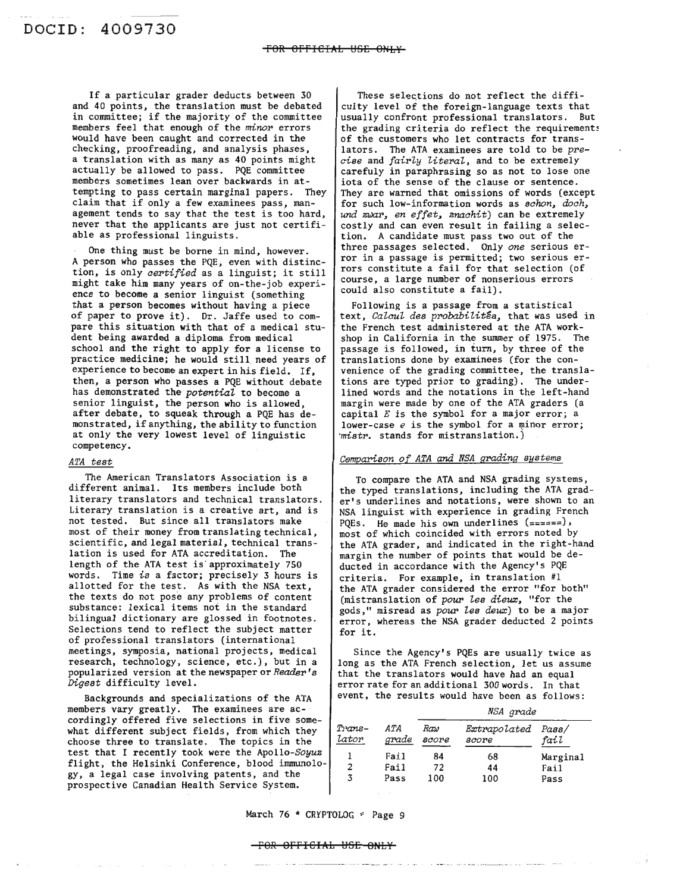If a particular grader deducts between 30 and 40 points, the translation must be debated in committee; if the majority of the committee members feel that enough of the *minor* errors would have been caught and corrected in the checking, proofreading, and analysis phases, a translation with as many as 40 points might actually be allowed to pass. PQE committee members sometimes lean over backwards in attempting to pass certain marginal papers. They claim that if only a few examinees pass, management tends to say that the test is too hard, never that the applicants are just not certifiable as professional linguists.

One thing must be borne in mind, however. A person who passes the PQE, even with distinction, is only *certified* as a linguist; it still might take him many years of on-the-job experience to become a senior linguist (something that a person becomes without having a piece of paper to prove it). Dr. Jaffe used to compare this situation with that of a medical student being awarded a diploma from medical school and the right to apply for a license to practice medicine; he would still need years of experience to become an expert in his field. If, then, a person who passes a PQE without debate has demonstrated the *potential* to become a senior linguist, the person who is allowed, after debate, to squeak through a PQE has demonstrated, if anything, the ability to function at only the very lowest level of linguistic competency.

## *ATA test*

The American Translators Association is a different animal. Its members include both literary translators and technical translators. Literary translation is a creative art, and is not tested. But since all translators make most of their money from translating technical, scientific, and legal material, technical translation is used for ATA accreditation. The length of the ATA test is approximately 750 words. Time *is* a factor; precisely 3 hours is allotted for the test. As with the NSA text, the texts do not pose any problems of content substance: lexical items not in the standard bilingual dictionary are glossed in footnotes. Selections tend to reflect the subject matter of professional translators (international meetings, symposia, national projects, medical research, technology, science, etc.), but in a popularized version at the newspaper or *Reader's Digest* difficulty level.

Backgrounds and specializations of the ATA members vary greatly. The examinees are accordingly offered five selections in five somewhat different subject fields, from which they choose three to translate. The topics in the test that I recently took were the Apollo-*Soyuz* flight, the Helsinki Conference, blood immunology, a legal case involving patents, and the prospective Canadian Health Service System.

These selections do not reflect the difficulty level of the foreign-language texts that usually confront professional translators. But the grading criteria do reflect the requirements of the customers who let contracts for translators. The ATA examinees are told to be *precise* and *fairly literal*, and to be extremely careful in paraphrasing so as not to lose one iota of the sense of the clause or sentence. They are warned that omissions of words (except for such low-information words as *schon, doch, und zwar, en effet, znachit*) can be extremely costly and can even result in failing a selection. A candidate must pass two out of the three passages selected. Only *one* serious error in a passage is permitted; two serious errors constitute a fail for that selection (of course, a large number of nonserious errors could also constitute a fail).

Following is a passage from a statistical text, *Calcul des probabilités*, that was used in the French test administered at the ATA workshop in California in the summer of 1975. The passage is followed, in turn, by three of the translations done by examinees (for the convenience of the grading committee, the translations are typed prior to grading). The underlined words and the notations in the left-hand margin were made by one of the ATA graders (a capital *E* is the symbol for a major error; a lower-case *e* is the symbol for a minor error; *mistr.* stands for mistranslation.)

## *Comparison of ATA and NSA grading systems*

To compare the ATA and NSA grading systems, the typed translations, including the ATA grader's underlines and notations, were shown to an NSA linguist with experience in grading French PQEs. He made his own underlines (======), most of which coincided with errors noted by the ATA grader, and indicated in the right-hand margin the number of points that would be deducted in accordance with the Agency's PQE criteria. For example, in translation #1 the ATA grader considered the error "for both" (mistranslation of *pour les dieux*, "for the gods," misread as *pour les deux*) to be a major error, whereas the NSA grader deducted 2 points for it.

Since the Agency's PQEs are usually twice as long as the ATA French selection, let us assume that the translators would have had an equal error rate for an additional 300 words. In that event, the results would have been as follows:

| | | *NSA grade* | | |
|---|---|---|---|---|
| *Translator* | *ATA grade* | *Raw score* | *Extrapolated score* | *Pass/fail* |
| 1 | Fail | 84 | 68 | Marginal |
| 2 | Fail | 72 | 44 | Fail |
| 3 | Pass | 100 | 100 | Pass |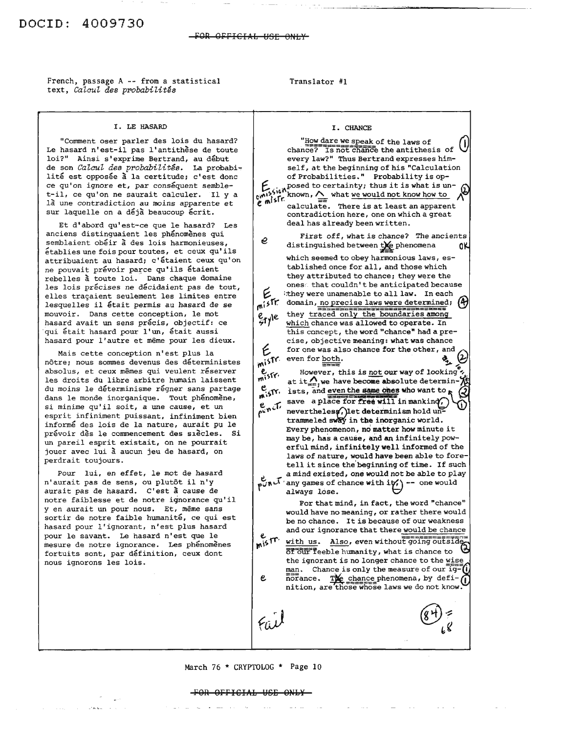DOCID: 4009730

French, passage A -- from a statistical text, *Calcul des probabilités*

Translator #1

| I. LE HASARD | I. CHANCE |
|---|---|
| "Comment oser parler des lois du hasard? Le hasard n'est-il pas l'antithèse de toute loi?" Ainsi s'exprime Bertrand, au début de son *Calcul des probabilités*. La probabilité est opposée à la certitude; c'est donc ce qu'on ignore et, par conséquent semble-t-il, ce qu'on ne saurait calculer. Il y a là une contradiction au moins apparente et sur laquelle on a déjà beaucoup écrit. | "How dare we speak of the laws of chance? Is not chance the antithesis of every law?" Thus Bertrand expresses himself, at the beginning of his "Calculation of Probabilities." Probability is opposed to certainty; thus it is what is unknown, what we would not know how to calculate. There is at least an apparent contradiction here, one on which a great deal has already been written. |
| Et d'abord qu'est-ce que le hasard? Les anciens distinguaient les phénomènes qui semblaient obéir à des lois harmonieuses, établies une fois pour toutes, et ceux qu'ils attribuaient au hasard; c'étaient ceux qu'on ne pouvait prévoir parce qu'ils étaient rebelles à toute loi. Dans chaque domaine les lois précises ne décidaient pas de tout, elles traçaient seulement les limites entre lesquelles il était permis au hasard de se mouvoir. Dans cette conception, le mot hasard avait un sens précis, objectif: ce qui était hasard pour l'un, était aussi hasard pour l'autre et même pour les dieux. | First off, what is chance? The ancients distinguished between the phenomena which seemed to obey harmonious laws, established once for all, and those which they attributed to chance; they were the ones that couldn't be anticipated because they were unamenable to all law. In each domain, no precise laws were determined; they traced only the boundaries among which chance was allowed to operate. In this concept, the word "chance" had a precise, objective meaning: what was chance for one was also chance for the other, and even for both. |
| Mais cette conception n'est plus la nôtre; nous sommes devenus des déterministes absolus, et ceux mêmes qui veulent réserver les droits du libre arbitre humain laissent du moins le déterminisme régner sans partage dans le monde inorganique. Tout phénomène, si minime qu'il soit, a une cause, et un esprit infiniment puissant, infiniment bien informé des lois de la nature, aurait pu le prévoir dès le commencement des siècles. Si un pareil esprit existait, on ne pourrait jouer avec lui à aucun jeu de hasard, on perdrait toujours. | However, this is not our way of looking at it; we have become absolute determinists, and even the same ones who want to save a place for free will in mankind nevertheless let determinism hold untrammeled sway in the inorganic world. Every phenomenon, no matter how minute it may be, has a cause, and an infinitely powerful mind, infinitely well informed of the laws of nature, would have been able to foretell it since the beginning of time. If such a mind existed, one would not be able to play any games of chance with it -- one would always lose. |
| Pour lui, en effet, le mot de hasard n'aurait pas de sens, ou plutôt il n'y aurait pas de hasard. C'est à cause de notre faiblesse et de notre ignorance qu'il y en aurait un pour nous. Et, même sans sortir de notre faible humanité, ce qui est hasard pour l'ignorant, n'est plus hasard pour le savant. Le hasard n'est que le mesure de notre ignorance. Les phénomènes fortuits sont, par définition, ceux dont nous ignorons les lois. | For that mind, in fact, the word "chance" would have no meaning, or rather there would be no chance. It is because of our weakness and our ignorance that there would be chance with us. Also, even without going outside of our feeble humanity, what is chance to the ignorant is no longer chance to the wise man. Chance is only the measure of our ignorance. The chance phenomena, by definition, are those whose laws we do not know. |

Fail

(84) = 68

March 76 * CRYPTOLOG * Page 10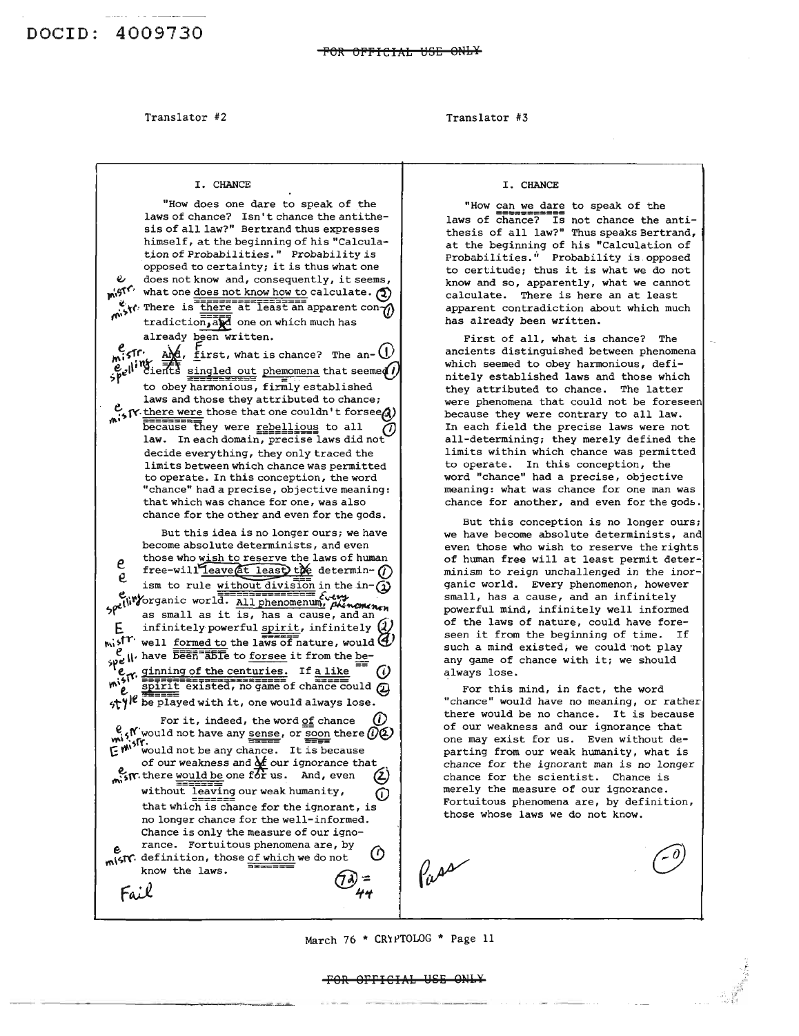DOCID: 4009730

FOR OFFICIAL USE ONLY

Translator #2

## I. CHANCE

"How does one dare to speak of the laws of chance? Isn't chance the antithesis of all law?" Bertrand thus expresses himself, at the beginning of his "Calculation of Probabilities." Probability is opposed to certainty; it is thus what one does not know and, consequently, it seems, what one does not know how to calculate. There is there at least an apparent contradiction, and one on which much has already been written.

And, first, what is chance? The ancients singled out phemomena that seemed to obey harmonious, firmly established laws and those they attributed to chance; there were those that one couldn't forsee because they were rebellious to all law. In each domain, precise laws did not decide everything, they only traced the limits between which chance was permitted to operate. In this conception, the word "chance" had a precise, objective meaning: that which was chance for one, was also chance for the other and even for the gods.

But this idea is no longer ours; we have become absolute determinists, and even those who wish to reserve the laws of human free-will leave at least the determinism to rule without division in the inorganic world. All phenomenum, as small as it is, has a cause, and an infinitely powerful spirit, infinitely well formed to the laws of nature, would have been able to forsee it from the beginning of the centuries. If a like spirit existed, no game of chance could be played with it, one would always lose.

For it, indeed, the word of chance would not have any sense, or soon there would not be any chance. It is because of our weakness and of our ignorance that there would be one for us. And, even without leaving our weak humanity, that which is chance for the ignorant, is no longer chance for the well-informed. Chance is only the measure of our ignorance. Fortuitous phenomena are, by definition, those of which we do not know the laws.

Fail

(72) = 44

Translator #3

## I. CHANCE

"How can we dare to speak of the laws of chance? Is not chance the antithesis of all law?" Thus speaks Bertrand, at the beginning of his "Calculation of Probabilities." Probability is opposed to certitude; thus it is what we do not know and so, apparently, what we cannot calculate. There is here an at least apparent contradiction about which much has already been written.

First of all, what is chance? The ancients distinguished between phenomena which seemed to obey harmonious, definitely established laws and those which they attributed to chance. The latter were phenomena that could not be foreseen because they were contrary to all law. In each field the precise laws were not all-determining; they merely defined the limits within which chance was permitted to operate. In this conception, the word "chance" had a precise, objective meaning: what was chance for one man was chance for another, and even for the gods.

But this conception is no longer ours; we have become absolute determinists, and even those who wish to reserve the rights of human free will at least permit determinism to reign unchallenged in the inorganic world. Every phenomenon, however small, has a cause, and an infinitely powerful mind, infinitely well informed of the laws of nature, could have foreseen it from the beginning of time. If such a mind existed, we could not play any game of chance with it; we should always lose.

For this mind, in fact, the word "chance" would have no meaning, or rather there would be no chance. It is because of our weakness and our ignorance that one may exist for us. Even without departing from our weak humanity, what is *chance for the ignorant man is no longer* chance for the scientist. Chance is merely the measure of our ignorance. Fortuitous phenomena are, by definition, those whose laws we do not know.

Pass

(-0)

March 76 * CRYPTOLOG * Page 11

FOR OFFICIAL USE ONLY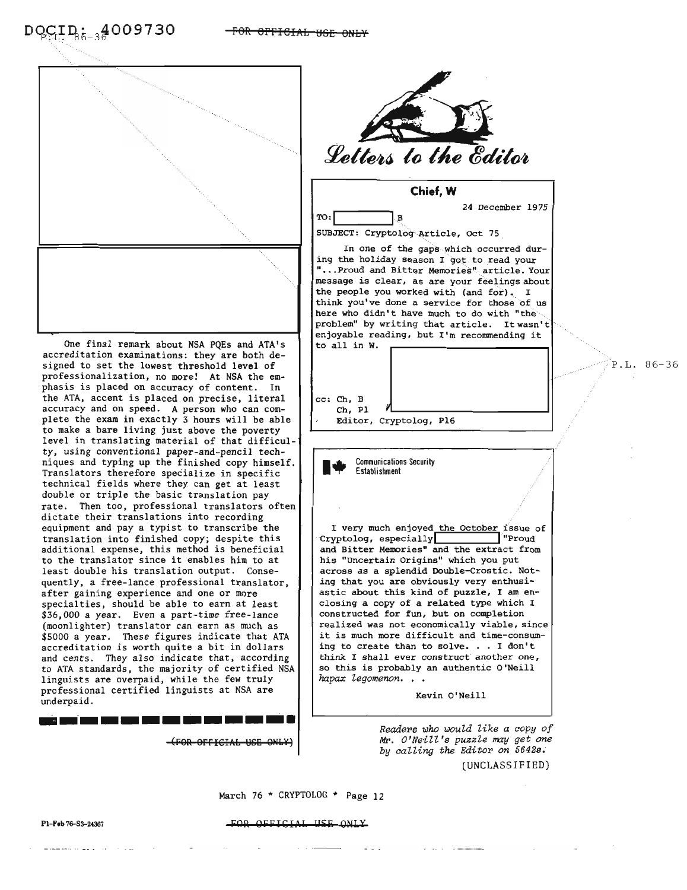One final remark about NSA PQEs and ATA's accreditation examinations: they are both designed to set the lowest threshold level of professionalization, no more! At NSA the emphasis is placed on accuracy of content. In the ATA, accent is placed on precise, literal accuracy and on speed. A person who can complete the exam in exactly 3 hours will be able to make a bare living just above the poverty level in translating material of that difficulty, using conventional paper-and-pencil techniques and typing up the finished copy himself. Translators therefore specialize in specific technical fields where they can get at least double or triple the basic translation pay rate. Then too, professional translators often dictate their translations into recording equipment and pay a typist to transcribe the translation into finished copy; despite this additional expense, this method is beneficial to the translator since it enables him to at least double his translation output. Consequently, a free-lance professional translator, after gaining experience and one or more specialties, should be able to earn at least \$36,000 a year. Even a part-time free-lance (moonlighter) translator can earn as much as \$5000 a year. These figures indicate that ATA accreditation is worth quite a bit in dollars and cents. They also indicate that, according to ATA standards, the majority of certified NSA linguists are overpaid, while the few truly professional certified linguists at NSA are underpaid.

(FOR OFFICIAL USE ONLY)

# Letters to the Editor

**Chief, W**

24 December 1975

TO: [redacted] B

SUBJECT: Cryptolog Article, Oct 75

In one of the gaps which occurred during the holiday season I got to read your "...Proud and Bitter Memories" article. Your message is clear, as are your feelings about the people you worked with (and for). I think you've done a service for those of us here who didn't have much to do with "the problem" by writing that article. It wasn't enjoyable reading, but I'm recommending it to all in W.

[redacted]

cc: Ch, B
Ch, P1
Editor, Cryptolog, P16

P.L. 86-36

**Communications Security Establishment**

I very much enjoyed the October issue of Cryptolog, especially [redacted] "Proud and Bitter Memories" and the extract from his "Uncertain Origins" which you put across as a splendid Double-Crostic. Noting that you are obviously very enthusiastic about this kind of puzzle, I am enclosing a copy of a related type which I constructed for fun, but on completion realized was not economically viable, since it is much more difficult and time-consuming to create than to solve. . . I don't think I shall ever construct another one, so this is probably an authentic O'Neill *hapax legomenon*. . .

Kevin O'Neill

*Readers who would like a copy of Mr. O'Neill's puzzle may get one by calling the Editor on 5642s.*

(UNCLASSIFIED)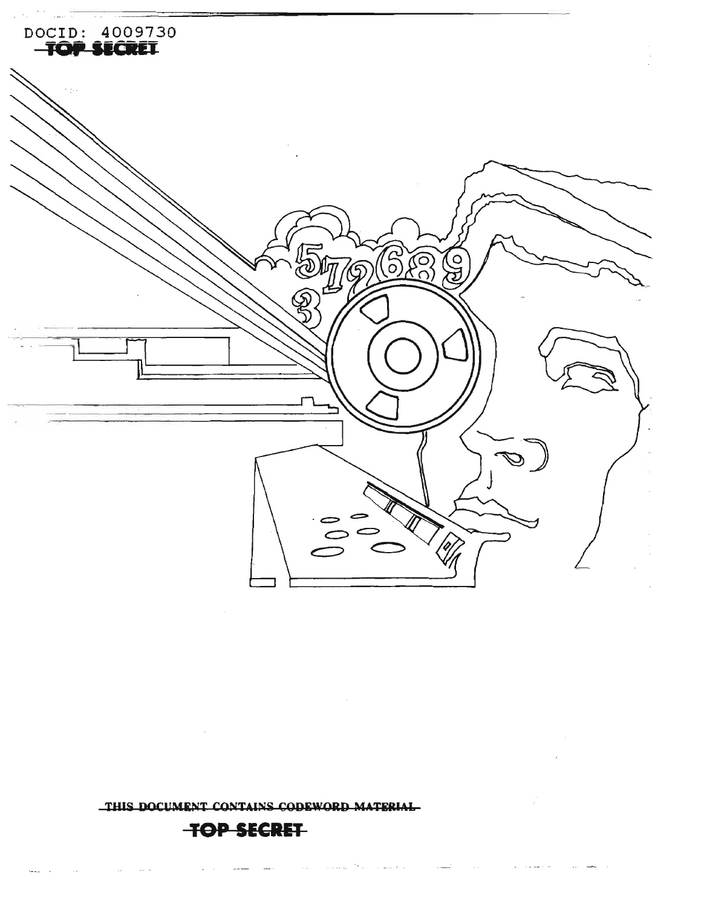DOCID: 4009730

~~TOP SECRET~~

~~THIS DOCUMENT CONTAINS CODEWORD MATERIAL~~

~~TOP SECRET~~